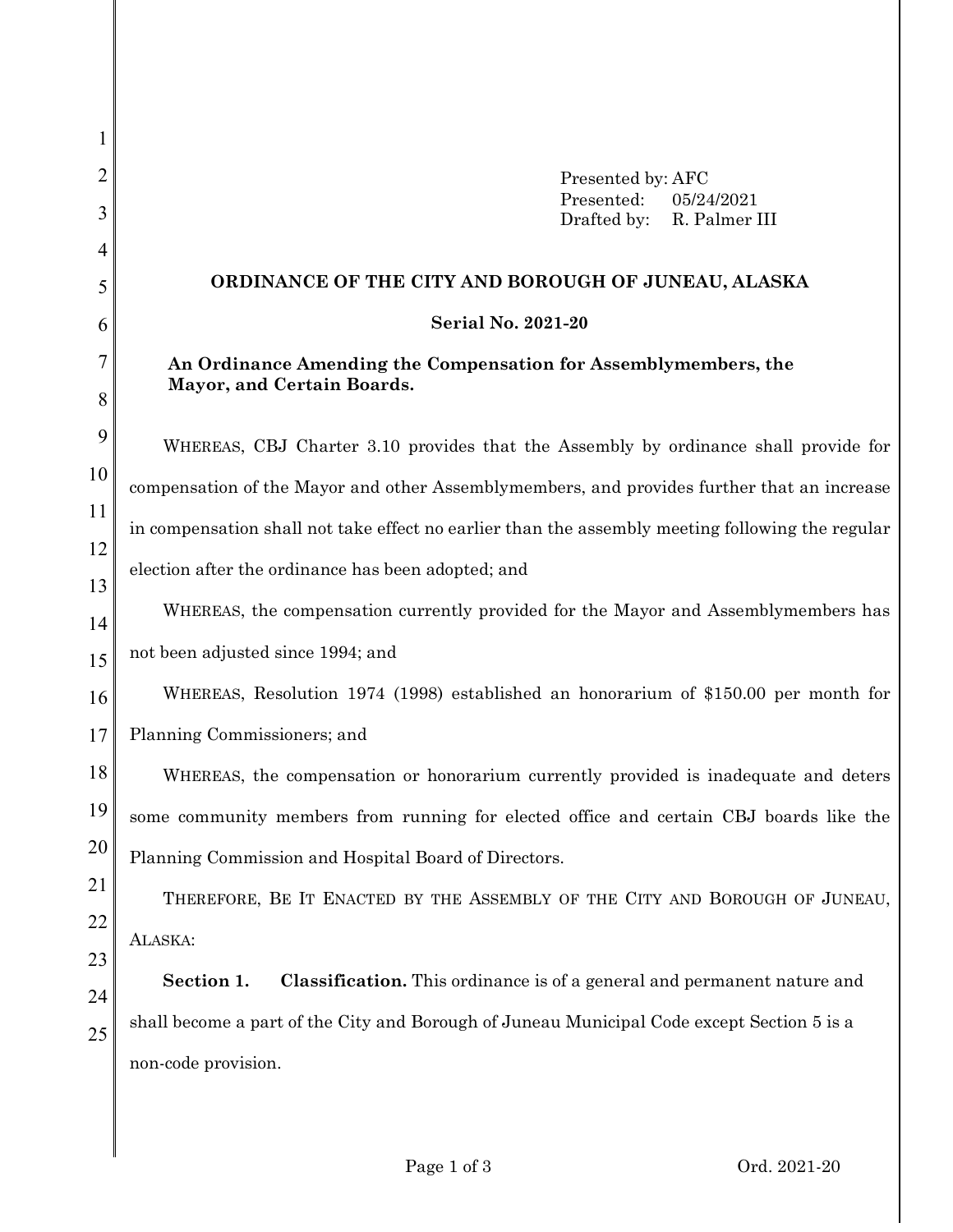Presented by: AFC
Presented: 05/24/2021
Drafted by: R. Palmer III

**ORDINANCE OF THE CITY AND BOROUGH OF JUNEAU, ALASKA**

**Serial No. 2021-20**

**An Ordinance Amending the Compensation for Assemblymembers, the Mayor, and Certain Boards.**

WHEREAS, CBJ Charter 3.10 provides that the Assembly by ordinance shall provide for compensation of the Mayor and other Assemblymembers, and provides further that an increase in compensation shall not take effect no earlier than the assembly meeting following the regular election after the ordinance has been adopted; and

WHEREAS, the compensation currently provided for the Mayor and Assemblymembers has not been adjusted since 1994; and

WHEREAS, Resolution 1974 (1998) established an honorarium of $150.00 per month for Planning Commissioners; and

WHEREAS, the compensation or honorarium currently provided is inadequate and deters some community members from running for elected office and certain CBJ boards like the Planning Commission and Hospital Board of Directors.

THEREFORE, BE IT ENACTED BY THE ASSEMBLY OF THE CITY AND BOROUGH OF JUNEAU, ALASKA:

**Section 1. Classification.** This ordinance is of a general and permanent nature and shall become a part of the City and Borough of Juneau Municipal Code except Section 5 is a non-code provision.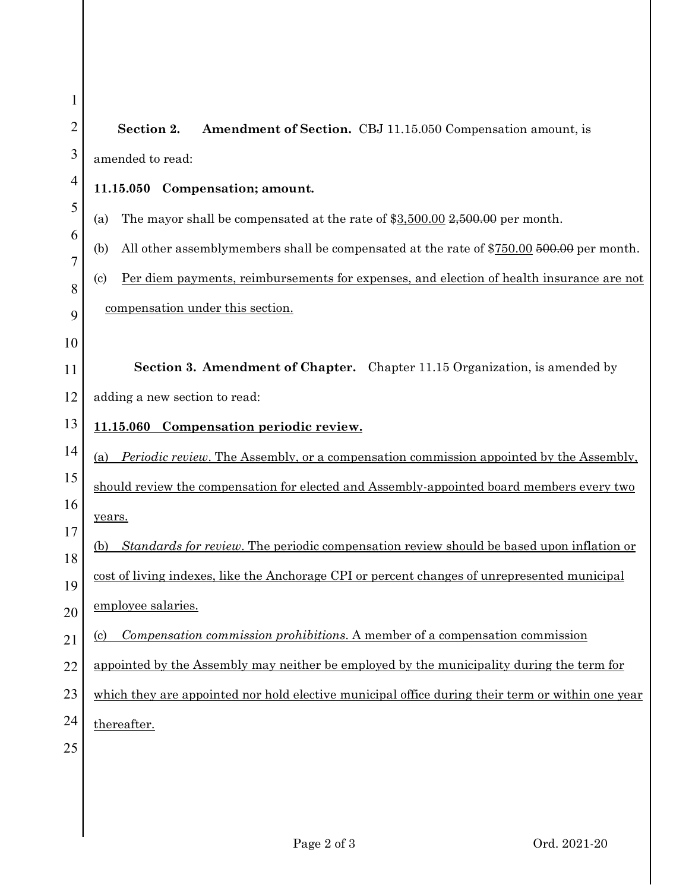**Section 2. Amendment of Section.** CBJ 11.15.050 Compensation amount, is amended to read:

**11.15.050 Compensation; amount.**

(a) The mayor shall be compensated at the rate of $<u>3,500.00</u> ~~2,500.00~~ per month.

(b) All other assemblymembers shall be compensated at the rate of $<u>750.00</u> ~~500.00~~ per month.

(c) <u>Per diem payments, reimbursements for expenses, and election of health insurance are not compensation under this section.</u>

**Section 3. Amendment of Chapter.** Chapter 11.15 Organization, is amended by adding a new section to read:

<u>**11.15.060 Compensation periodic review.**</u>

<u>(a) *Periodic review*. The Assembly, or a compensation commission appointed by the Assembly, should review the compensation for elected and Assembly-appointed board members every two years.</u>

<u>(b) *Standards for review*. The periodic compensation review should be based upon inflation or cost of living indexes, like the Anchorage CPI or percent changes of unrepresented municipal employee salaries.</u>

<u>(c) *Compensation commission prohibitions*. A member of a compensation commission appointed by the Assembly may neither be employed by the municipality during the term for which they are appointed nor hold elective municipal office during their term or within one year thereafter.</u>

Ord. 2021-20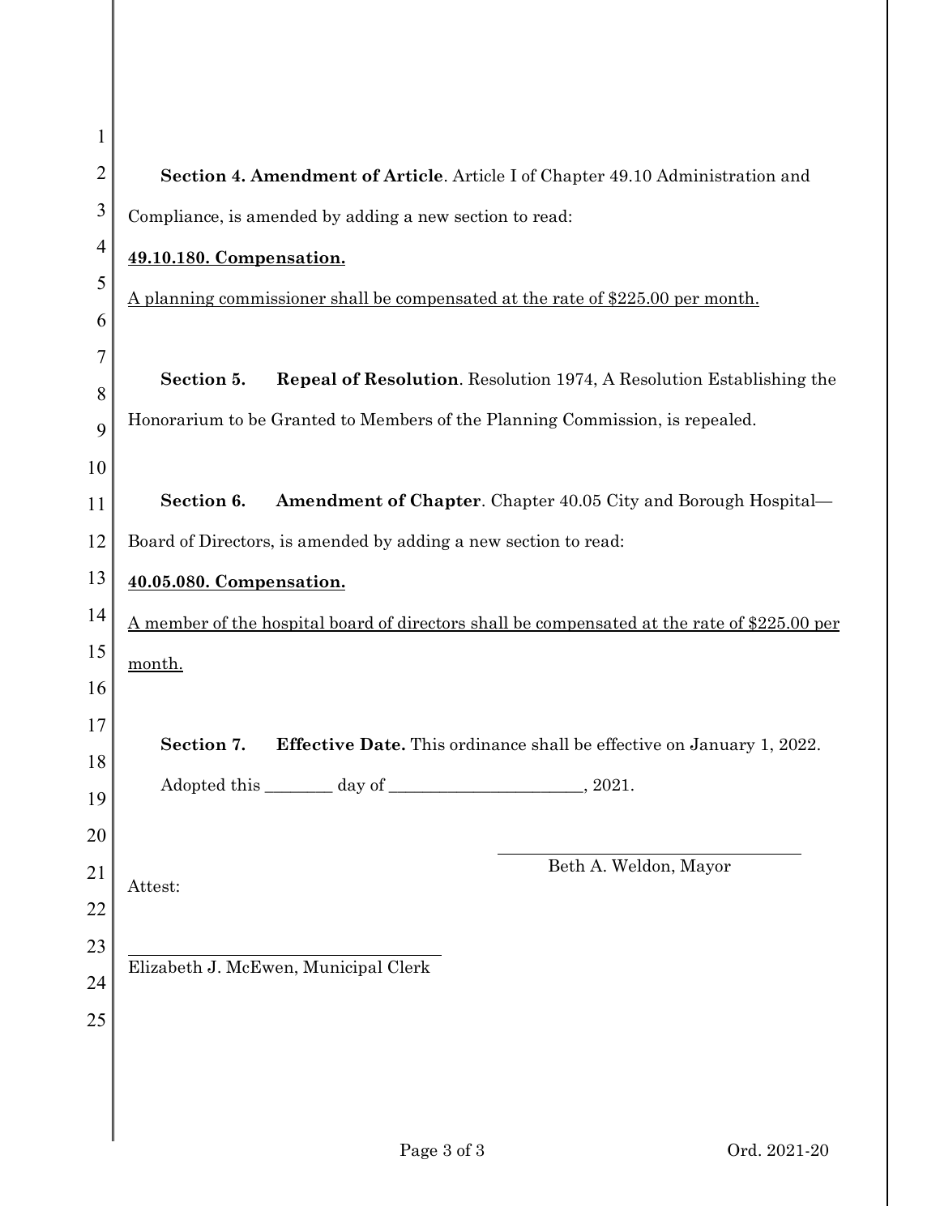**Section 4. Amendment of Article**. Article I of Chapter 49.10 Administration and Compliance, is amended by adding a new section to read:

<u>**49.10.180. Compensation.**</u>

<u>A planning commissioner shall be compensated at the rate of $225.00 per month.</u>

**Section 5. Repeal of Resolution**. Resolution 1974, A Resolution Establishing the Honorarium to be Granted to Members of the Planning Commission, is repealed.

**Section 6. Amendment of Chapter**. Chapter 40.05 City and Borough Hospital—Board of Directors, is amended by adding a new section to read:

<u>**40.05.080. Compensation.**</u>

<u>A member of the hospital board of directors shall be compensated at the rate of $225.00 per month.</u>

**Section 7. Effective Date.** This ordinance shall be effective on January 1, 2022.

Adopted this ________ day of _______________________, 2021.

_________________________________
Beth A. Weldon, Mayor

Attest:

_________________________________
Elizabeth J. McEwen, Municipal Clerk